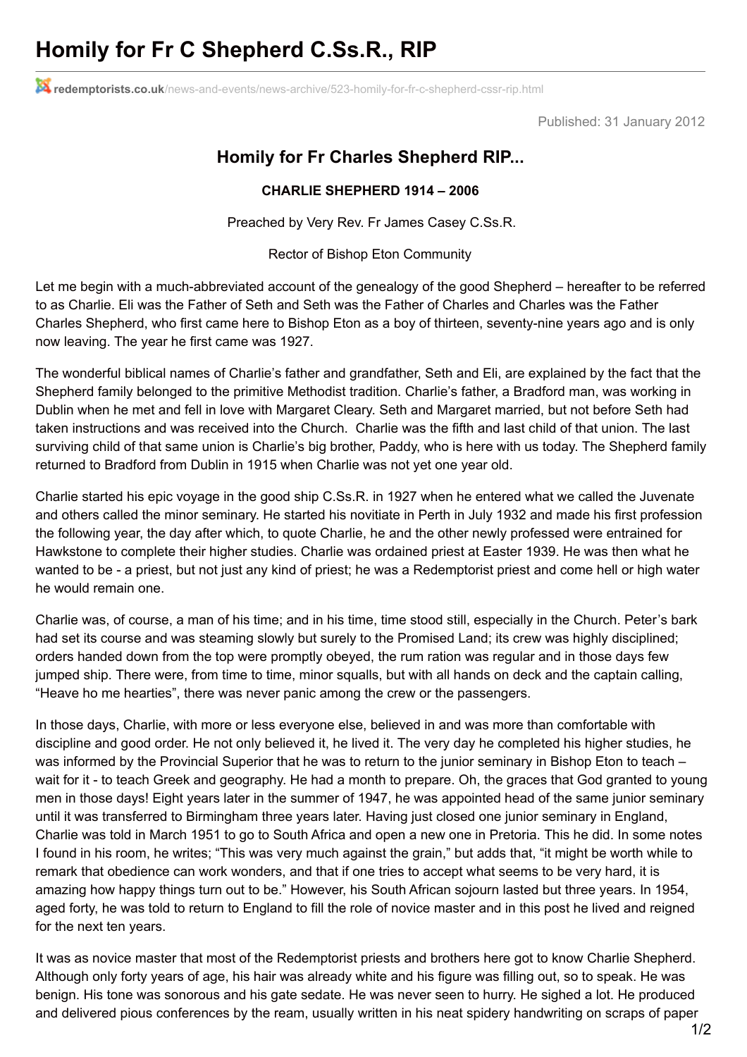# Homily for Fr C Shepherd C.Ss.R., RIP

redemptorists.co.uk/news-and-events/news-archive/523-homily-for-fr-c-shepherd-cssr-rip.html

Published: 31 January 2012

## Homily for Fr Charles Shepherd RIP...

**CHARLIE SHEPHERD 1914 – 2006**

Preached by Very Rev. Fr James Casey C.Ss.R.

Rector of Bishop Eton Community

Let me begin with a much-abbreviated account of the genealogy of the good Shepherd – hereafter to be referred to as Charlie. Eli was the Father of Seth and Seth was the Father of Charles and Charles was the Father Charles Shepherd, who first came here to Bishop Eton as a boy of thirteen, seventy-nine years ago and is only now leaving. The year he first came was 1927.

The wonderful biblical names of Charlie's father and grandfather, Seth and Eli, are explained by the fact that the Shepherd family belonged to the primitive Methodist tradition. Charlie's father, a Bradford man, was working in Dublin when he met and fell in love with Margaret Cleary. Seth and Margaret married, but not before Seth had taken instructions and was received into the Church. Charlie was the fifth and last child of that union. The last surviving child of that same union is Charlie's big brother, Paddy, who is here with us today. The Shepherd family returned to Bradford from Dublin in 1915 when Charlie was not yet one year old.

Charlie started his epic voyage in the good ship C.Ss.R. in 1927 when he entered what we called the Juvenate and others called the minor seminary. He started his novitiate in Perth in July 1932 and made his first profession the following year, the day after which, to quote Charlie, he and the other newly professed were entrained for Hawkstone to complete their higher studies. Charlie was ordained priest at Easter 1939. He was then what he wanted to be - a priest, but not just any kind of priest; he was a Redemptorist priest and come hell or high water he would remain one.

Charlie was, of course, a man of his time; and in his time, time stood still, especially in the Church. Peter's bark had set its course and was steaming slowly but surely to the Promised Land; its crew was highly disciplined; orders handed down from the top were promptly obeyed, the rum ration was regular and in those days few jumped ship. There were, from time to time, minor squalls, but with all hands on deck and the captain calling, "Heave ho me hearties", there was never panic among the crew or the passengers.

In those days, Charlie, with more or less everyone else, believed in and was more than comfortable with discipline and good order. He not only believed it, he lived it. The very day he completed his higher studies, he was informed by the Provincial Superior that he was to return to the junior seminary in Bishop Eton to teach – wait for it - to teach Greek and geography. He had a month to prepare. Oh, the graces that God granted to young men in those days! Eight years later in the summer of 1947, he was appointed head of the same junior seminary until it was transferred to Birmingham three years later. Having just closed one junior seminary in England, Charlie was told in March 1951 to go to South Africa and open a new one in Pretoria. This he did. In some notes I found in his room, he writes; "This was very much against the grain," but adds that, "it might be worth while to remark that obedience can work wonders, and that if one tries to accept what seems to be very hard, it is amazing how happy things turn out to be." However, his South African sojourn lasted but three years. In 1954, aged forty, he was told to return to England to fill the role of novice master and in this post he lived and reigned for the next ten years.

It was as novice master that most of the Redemptorist priests and brothers here got to know Charlie Shepherd. Although only forty years of age, his hair was already white and his figure was filling out, so to speak. He was benign. His tone was sonorous and his gate sedate. He was never seen to hurry. He sighed a lot. He produced and delivered pious conferences by the ream, usually written in his neat spidery handwriting on scraps of paper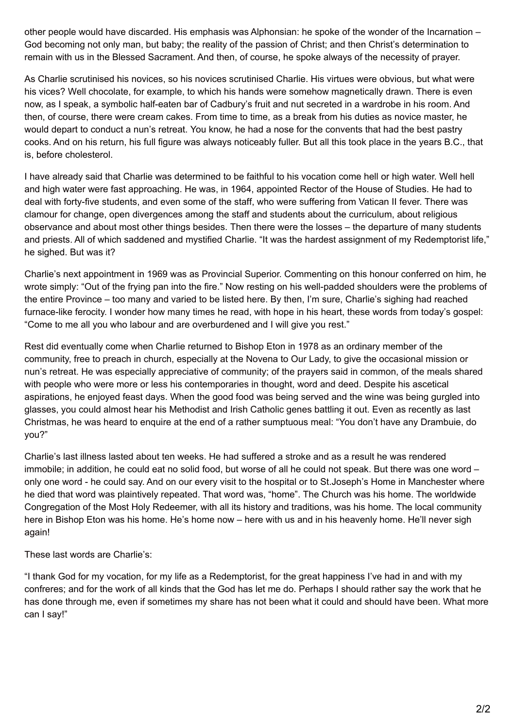other people would have discarded. His emphasis was Alphonsian: he spoke of the wonder of the Incarnation – God becoming not only man, but baby; the reality of the passion of Christ; and then Christ's determination to remain with us in the Blessed Sacrament. And then, of course, he spoke always of the necessity of prayer.

As Charlie scrutinised his novices, so his novices scrutinised Charlie. His virtues were obvious, but what were his vices? Well chocolate, for example, to which his hands were somehow magnetically drawn. There is even now, as I speak, a symbolic half-eaten bar of Cadbury's fruit and nut secreted in a wardrobe in his room. And then, of course, there were cream cakes. From time to time, as a break from his duties as novice master, he would depart to conduct a nun's retreat. You know, he had a nose for the convents that had the best pastry cooks. And on his return, his full figure was always noticeably fuller. But all this took place in the years B.C., that is, before cholesterol.

I have already said that Charlie was determined to be faithful to his vocation come hell or high water. Well hell and high water were fast approaching. He was, in 1964, appointed Rector of the House of Studies. He had to deal with forty-five students, and even some of the staff, who were suffering from Vatican II fever. There was clamour for change, open divergences among the staff and students about the curriculum, about religious observance and about most other things besides. Then there were the losses – the departure of many students and priests. All of which saddened and mystified Charlie. "It was the hardest assignment of my Redemptorist life," he sighed. But was it?

Charlie's next appointment in 1969 was as Provincial Superior. Commenting on this honour conferred on him, he wrote simply: "Out of the frying pan into the fire." Now resting on his well-padded shoulders were the problems of the entire Province – too many and varied to be listed here. By then, I'm sure, Charlie's sighing had reached furnace-like ferocity. I wonder how many times he read, with hope in his heart, these words from today's gospel: "Come to me all you who labour and are overburdened and I will give you rest."

Rest did eventually come when Charlie returned to Bishop Eton in 1978 as an ordinary member of the community, free to preach in church, especially at the Novena to Our Lady, to give the occasional mission or nun's retreat. He was especially appreciative of community; of the prayers said in common, of the meals shared with people who were more or less his contemporaries in thought, word and deed. Despite his ascetical aspirations, he enjoyed feast days. When the good food was being served and the wine was being gurgled into glasses, you could almost hear his Methodist and Irish Catholic genes battling it out. Even as recently as last Christmas, he was heard to enquire at the end of a rather sumptuous meal: "You don't have any Drambuie, do you?"

Charlie's last illness lasted about ten weeks. He had suffered a stroke and as a result he was rendered immobile; in addition, he could eat no solid food, but worse of all he could not speak. But there was one word – only one word - he could say. And on our every visit to the hospital or to St.Joseph's Home in Manchester where he died that word was plaintively repeated. That word was, "home". The Church was his home. The worldwide Congregation of the Most Holy Redeemer, with all its history and traditions, was his home. The local community here in Bishop Eton was his home. He's home now – here with us and in his heavenly home. He'll never sigh again!

These last words are Charlie's:

"I thank God for my vocation, for my life as a Redemptorist, for the great happiness I've had in and with my confreres; and for the work of all kinds that the God has let me do. Perhaps I should rather say the work that he has done through me, even if sometimes my share has not been what it could and should have been. What more can I say!"